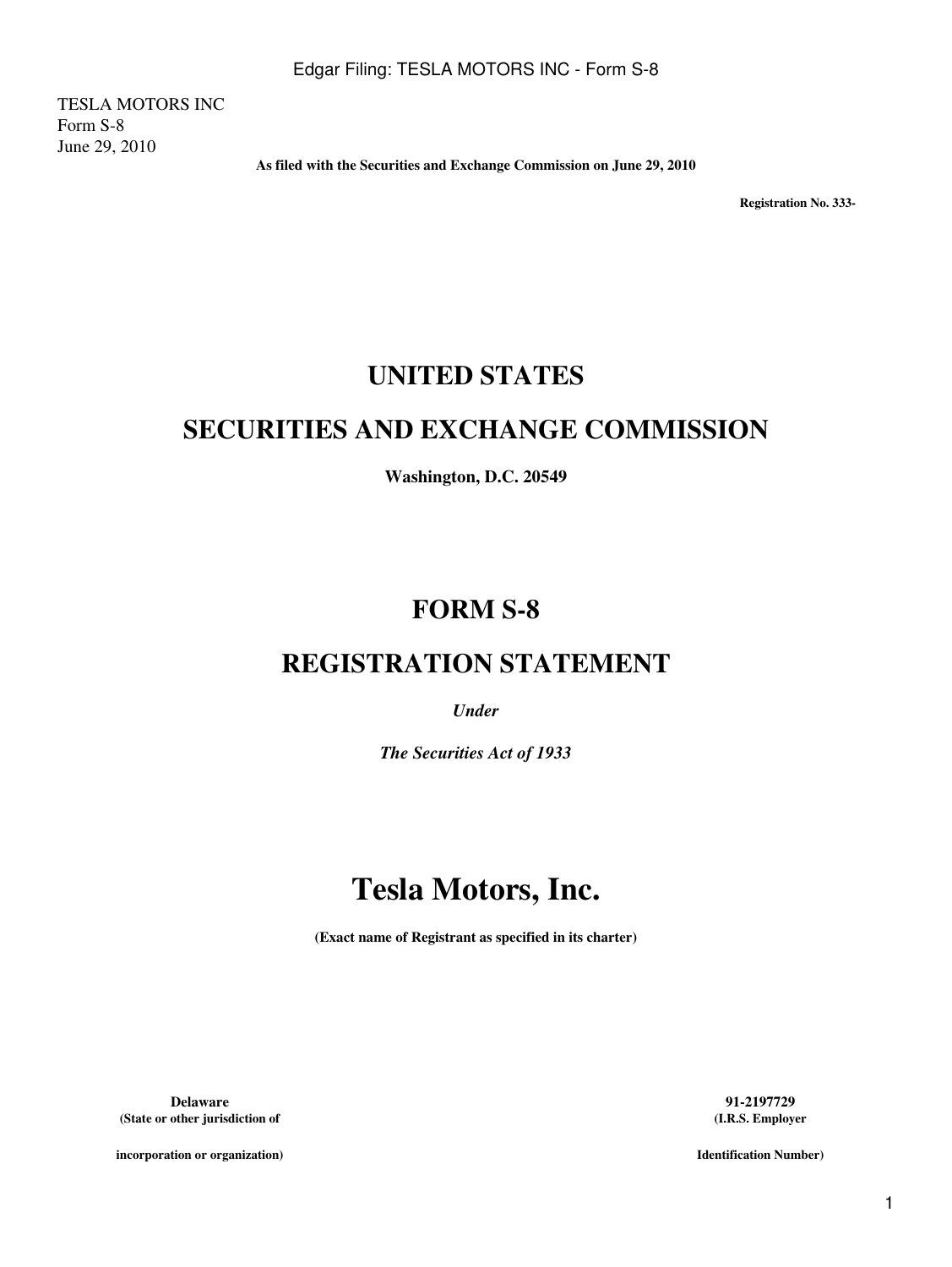TESLA MOTORS INC
Form S-8
June 29, 2010

**As filed with the Securities and Exchange Commission on June 29, 2010**

**Registration No. 333-**

# UNITED STATES

# SECURITIES AND EXCHANGE COMMISSION

**Washington, D.C. 20549**

# FORM S-8

# REGISTRATION STATEMENT

***Under***

***The Securities Act of 1933***

# Tesla Motors, Inc.

**(Exact name of Registrant as specified in its charter)**

| **Delaware** | **91-2197729** |
|---|---|
| **(State or other jurisdiction of incorporation or organization)** | **(I.R.S. Employer Identification Number)** |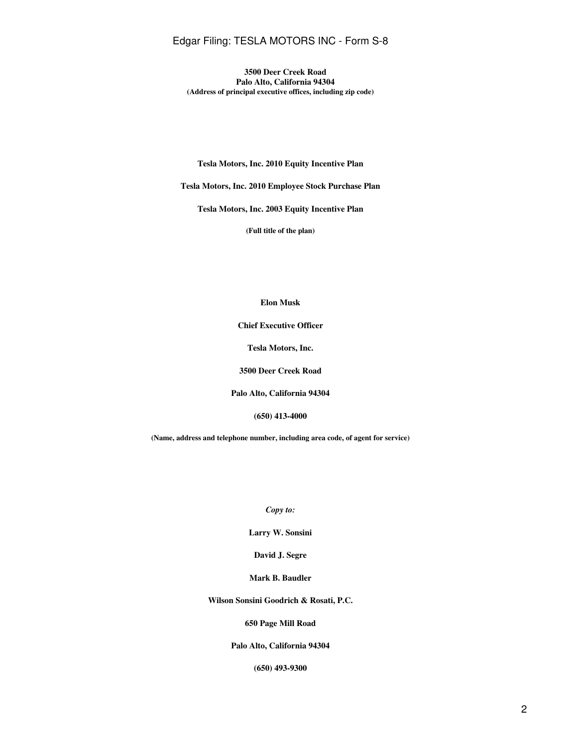**3500 Deer Creek Road**
**Palo Alto, California 94304**
**(Address of principal executive offices, including zip code)**

**Tesla Motors, Inc. 2010 Equity Incentive Plan**

**Tesla Motors, Inc. 2010 Employee Stock Purchase Plan**

**Tesla Motors, Inc. 2003 Equity Incentive Plan**

**(Full title of the plan)**

**Elon Musk**

**Chief Executive Officer**

**Tesla Motors, Inc.**

**3500 Deer Creek Road**

**Palo Alto, California 94304**

**(650) 413-4000**

**(Name, address and telephone number, including area code, of agent for service)**

***Copy to:***

**Larry W. Sonsini**

**David J. Segre**

**Mark B. Baudler**

**Wilson Sonsini Goodrich & Rosati, P.C.**

**650 Page Mill Road**

**Palo Alto, California 94304**

**(650) 493-9300**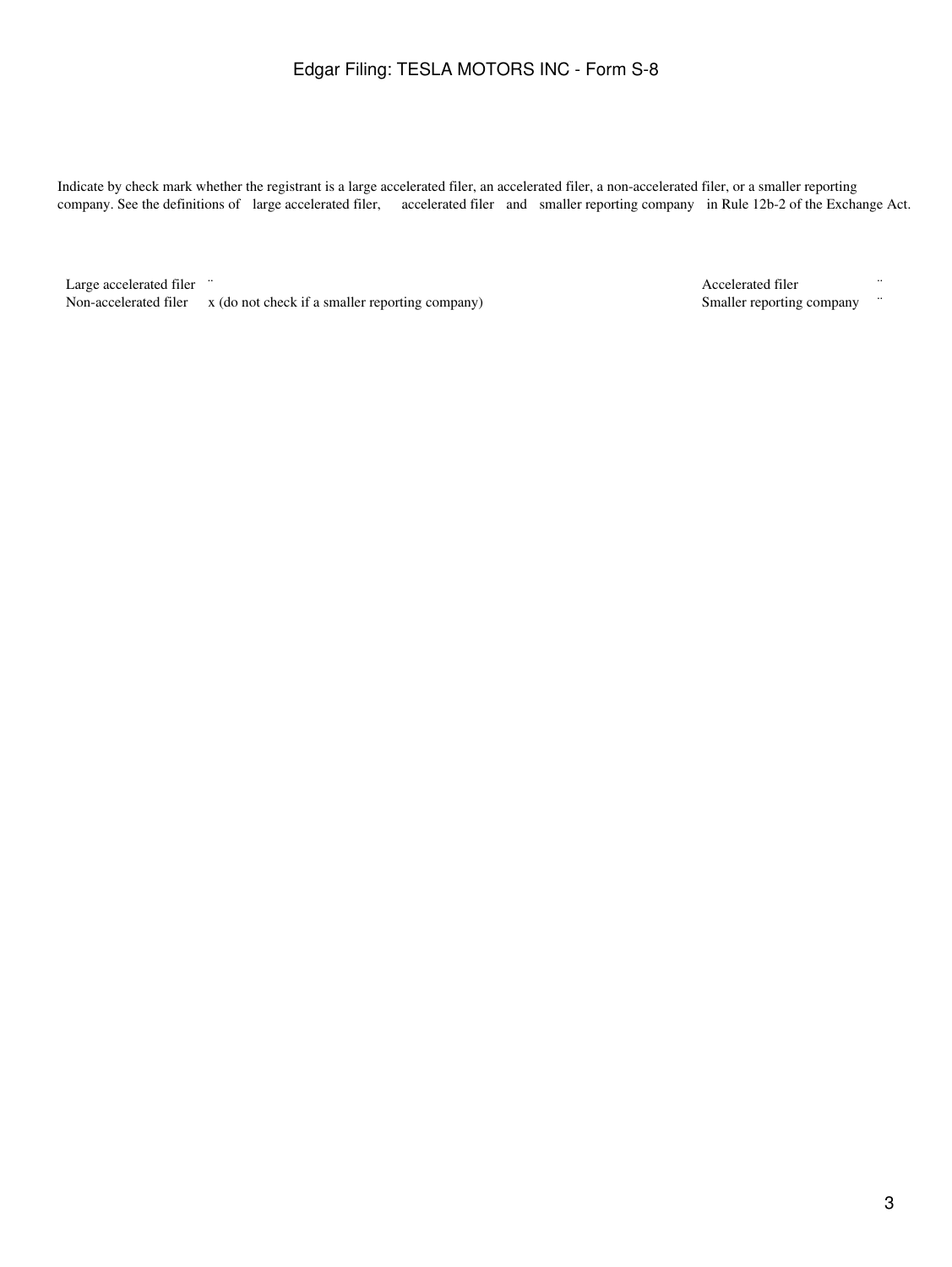Indicate by check mark whether the registrant is a large accelerated filer, an accelerated filer, a non-accelerated filer, or a smaller reporting company. See the definitions of large accelerated filer, accelerated filer and smaller reporting company in Rule 12b-2 of the Exchange Act.

| | | | |
|---|---|---|---|
| Large accelerated filer | ¨ | Accelerated filer | ¨ |
| Non-accelerated filer | x (do not check if a smaller reporting company) | Smaller reporting company | ¨ |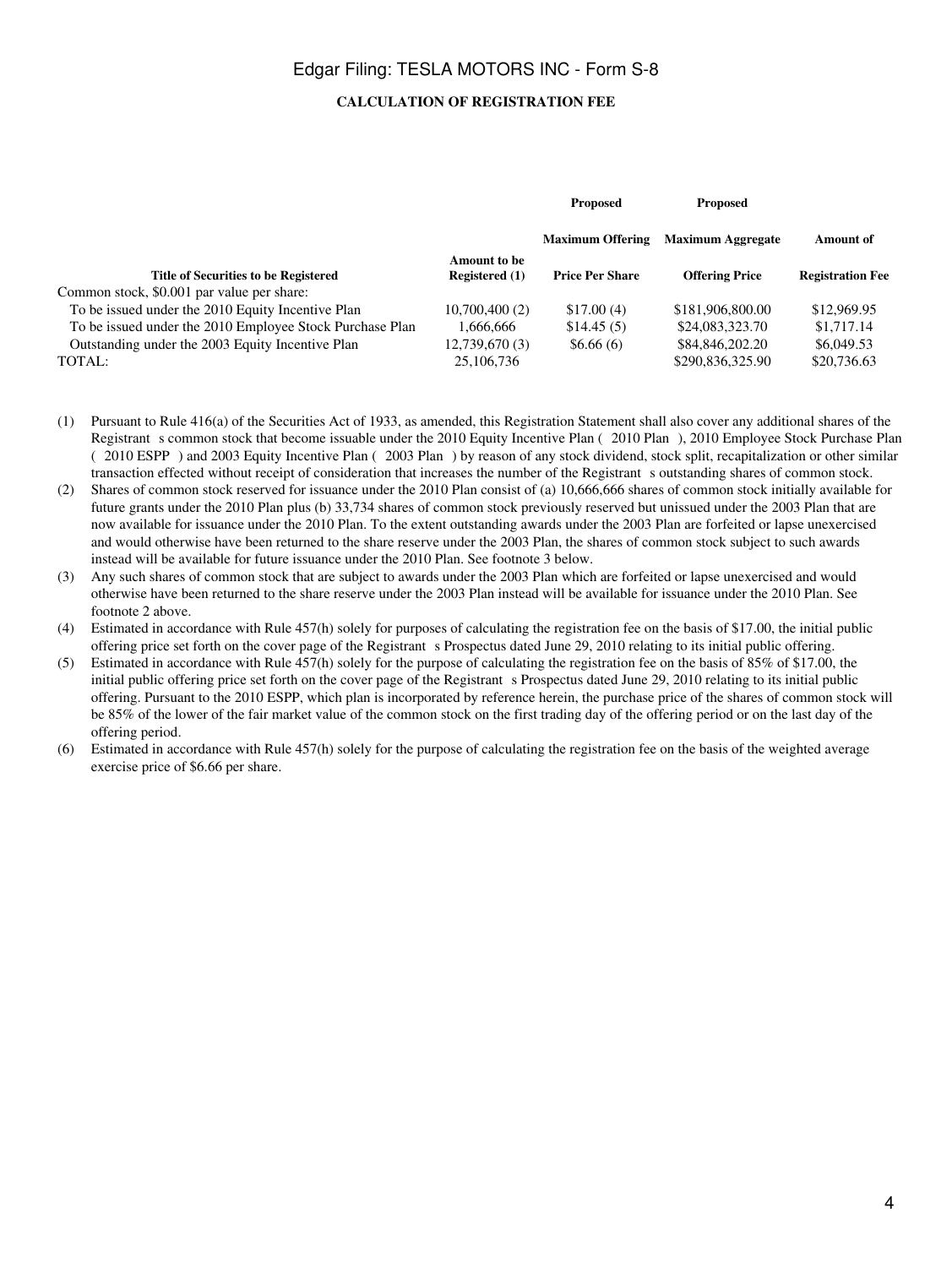**CALCULATION OF REGISTRATION FEE**

| Title of Securities to be Registered | Amount to be Registered (1) | Proposed Maximum Offering Price Per Share | Proposed Maximum Aggregate Offering Price | Amount of Registration Fee |
|---|---|---|---|---|
| Common stock, $0.001 par value per share: | | | | |
| To be issued under the 2010 Equity Incentive Plan | 10,700,400 (2) | $17.00 (4) | $181,906,800.00 | $12,969.95 |
| To be issued under the 2010 Employee Stock Purchase Plan | 1,666,666 | $14.45 (5) | $24,083,323.70 | $1,717.14 |
| Outstanding under the 2003 Equity Incentive Plan | 12,739,670 (3) | $6.66 (6) | $84,846,202.20 | $6,049.53 |
| TOTAL: | 25,106,736 | | $290,836,325.90 | $20,736.63 |

(1) Pursuant to Rule 416(a) of the Securities Act of 1933, as amended, this Registration Statement shall also cover any additional shares of the Registrant s common stock that become issuable under the 2010 Equity Incentive Plan ( 2010 Plan ), 2010 Employee Stock Purchase Plan ( 2010 ESPP ) and 2003 Equity Incentive Plan ( 2003 Plan ) by reason of any stock dividend, stock split, recapitalization or other similar transaction effected without receipt of consideration that increases the number of the Registrant s outstanding shares of common stock.

(2) Shares of common stock reserved for issuance under the 2010 Plan consist of (a) 10,666,666 shares of common stock initially available for future grants under the 2010 Plan plus (b) 33,734 shares of common stock previously reserved but unissued under the 2003 Plan that are now available for issuance under the 2010 Plan. To the extent outstanding awards under the 2003 Plan are forfeited or lapse unexercised and would otherwise have been returned to the share reserve under the 2003 Plan, the shares of common stock subject to such awards instead will be available for future issuance under the 2010 Plan. See footnote 3 below.

(3) Any such shares of common stock that are subject to awards under the 2003 Plan which are forfeited or lapse unexercised and would otherwise have been returned to the share reserve under the 2003 Plan instead will be available for issuance under the 2010 Plan. See footnote 2 above.

(4) Estimated in accordance with Rule 457(h) solely for purposes of calculating the registration fee on the basis of $17.00, the initial public offering price set forth on the cover page of the Registrant s Prospectus dated June 29, 2010 relating to its initial public offering.

(5) Estimated in accordance with Rule 457(h) solely for the purpose of calculating the registration fee on the basis of 85% of $17.00, the initial public offering price set forth on the cover page of the Registrant s Prospectus dated June 29, 2010 relating to its initial public offering. Pursuant to the 2010 ESPP, which plan is incorporated by reference herein, the purchase price of the shares of common stock will be 85% of the lower of the fair market value of the common stock on the first trading day of the offering period or on the last day of the offering period.

(6) Estimated in accordance with Rule 457(h) solely for the purpose of calculating the registration fee on the basis of the weighted average exercise price of $6.66 per share.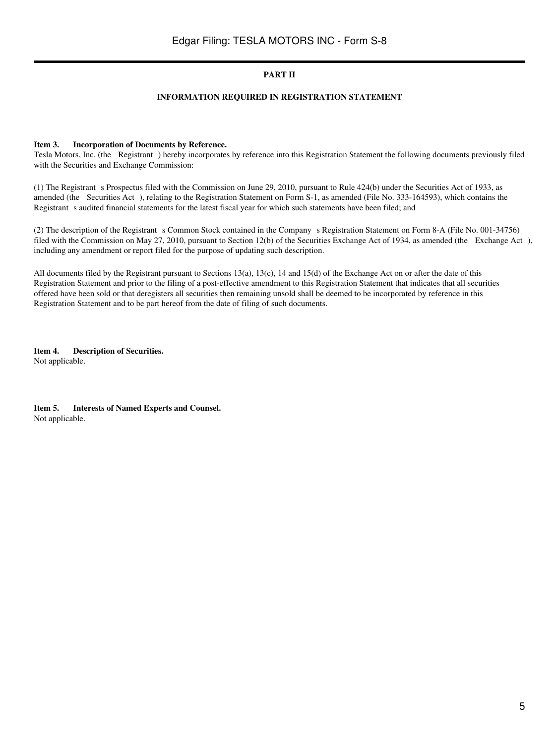## PART II

## INFORMATION REQUIRED IN REGISTRATION STATEMENT

**Item 3. Incorporation of Documents by Reference.**

Tesla Motors, Inc. (the Registrant ) hereby incorporates by reference into this Registration Statement the following documents previously filed with the Securities and Exchange Commission:

(1) The Registrant s Prospectus filed with the Commission on June 29, 2010, pursuant to Rule 424(b) under the Securities Act of 1933, as amended (the Securities Act ), relating to the Registration Statement on Form S-1, as amended (File No. 333-164593), which contains the Registrant s audited financial statements for the latest fiscal year for which such statements have been filed; and

(2) The description of the Registrant s Common Stock contained in the Company s Registration Statement on Form 8-A (File No. 001-34756) filed with the Commission on May 27, 2010, pursuant to Section 12(b) of the Securities Exchange Act of 1934, as amended (the Exchange Act ), including any amendment or report filed for the purpose of updating such description.

All documents filed by the Registrant pursuant to Sections 13(a), 13(c), 14 and 15(d) of the Exchange Act on or after the date of this Registration Statement and prior to the filing of a post-effective amendment to this Registration Statement that indicates that all securities offered have been sold or that deregisters all securities then remaining unsold shall be deemed to be incorporated by reference in this Registration Statement and to be part hereof from the date of filing of such documents.

**Item 4. Description of Securities.**

Not applicable.

**Item 5. Interests of Named Experts and Counsel.**

Not applicable.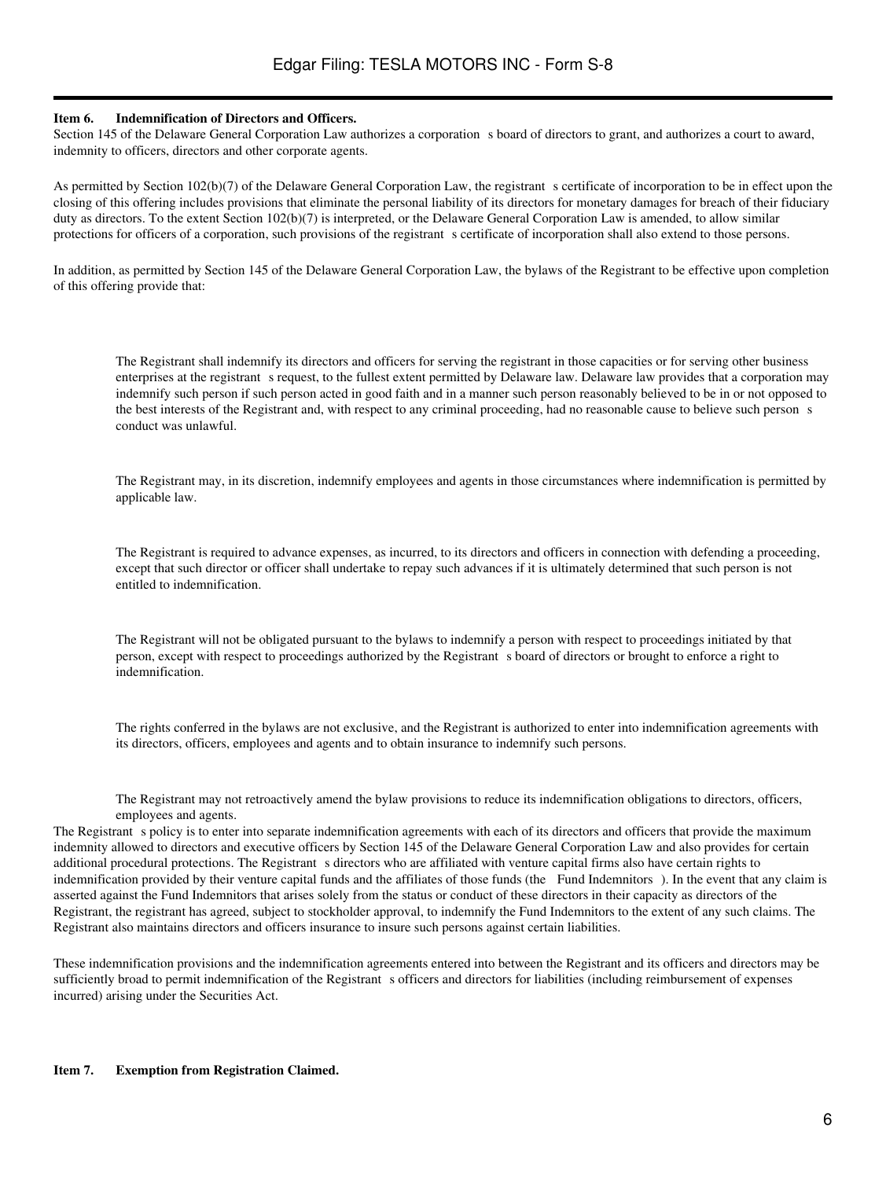**Item 6. Indemnification of Directors and Officers.**

Section 145 of the Delaware General Corporation Law authorizes a corporation s board of directors to grant, and authorizes a court to award, indemnity to officers, directors and other corporate agents.

As permitted by Section 102(b)(7) of the Delaware General Corporation Law, the registrant s certificate of incorporation to be in effect upon the closing of this offering includes provisions that eliminate the personal liability of its directors for monetary damages for breach of their fiduciary duty as directors. To the extent Section 102(b)(7) is interpreted, or the Delaware General Corporation Law is amended, to allow similar protections for officers of a corporation, such provisions of the registrant s certificate of incorporation shall also extend to those persons.

In addition, as permitted by Section 145 of the Delaware General Corporation Law, the bylaws of the Registrant to be effective upon completion of this offering provide that:

- The Registrant shall indemnify its directors and officers for serving the registrant in those capacities or for serving other business enterprises at the registrant s request, to the fullest extent permitted by Delaware law. Delaware law provides that a corporation may indemnify such person if such person acted in good faith and in a manner such person reasonably believed to be in or not opposed to the best interests of the Registrant and, with respect to any criminal proceeding, had no reasonable cause to believe such person s conduct was unlawful.

- The Registrant may, in its discretion, indemnify employees and agents in those circumstances where indemnification is permitted by applicable law.

- The Registrant is required to advance expenses, as incurred, to its directors and officers in connection with defending a proceeding, except that such director or officer shall undertake to repay such advances if it is ultimately determined that such person is not entitled to indemnification.

- The Registrant will not be obligated pursuant to the bylaws to indemnify a person with respect to proceedings initiated by that person, except with respect to proceedings authorized by the Registrant s board of directors or brought to enforce a right to indemnification.

- The rights conferred in the bylaws are not exclusive, and the Registrant is authorized to enter into indemnification agreements with its directors, officers, employees and agents and to obtain insurance to indemnify such persons.

- The Registrant may not retroactively amend the bylaw provisions to reduce its indemnification obligations to directors, officers, employees and agents.

The Registrant s policy is to enter into separate indemnification agreements with each of its directors and officers that provide the maximum indemnity allowed to directors and executive officers by Section 145 of the Delaware General Corporation Law and also provides for certain additional procedural protections. The Registrant s directors who are affiliated with venture capital firms also have certain rights to indemnification provided by their venture capital funds and the affiliates of those funds (the Fund Indemnitors ). In the event that any claim is asserted against the Fund Indemnitors that arises solely from the status or conduct of these directors in their capacity as directors of the Registrant, the registrant has agreed, subject to stockholder approval, to indemnify the Fund Indemnitors to the extent of any such claims. The Registrant also maintains directors and officers insurance to insure such persons against certain liabilities.

These indemnification provisions and the indemnification agreements entered into between the Registrant and its officers and directors may be sufficiently broad to permit indemnification of the Registrant s officers and directors for liabilities (including reimbursement of expenses incurred) arising under the Securities Act.

**Item 7. Exemption from Registration Claimed.**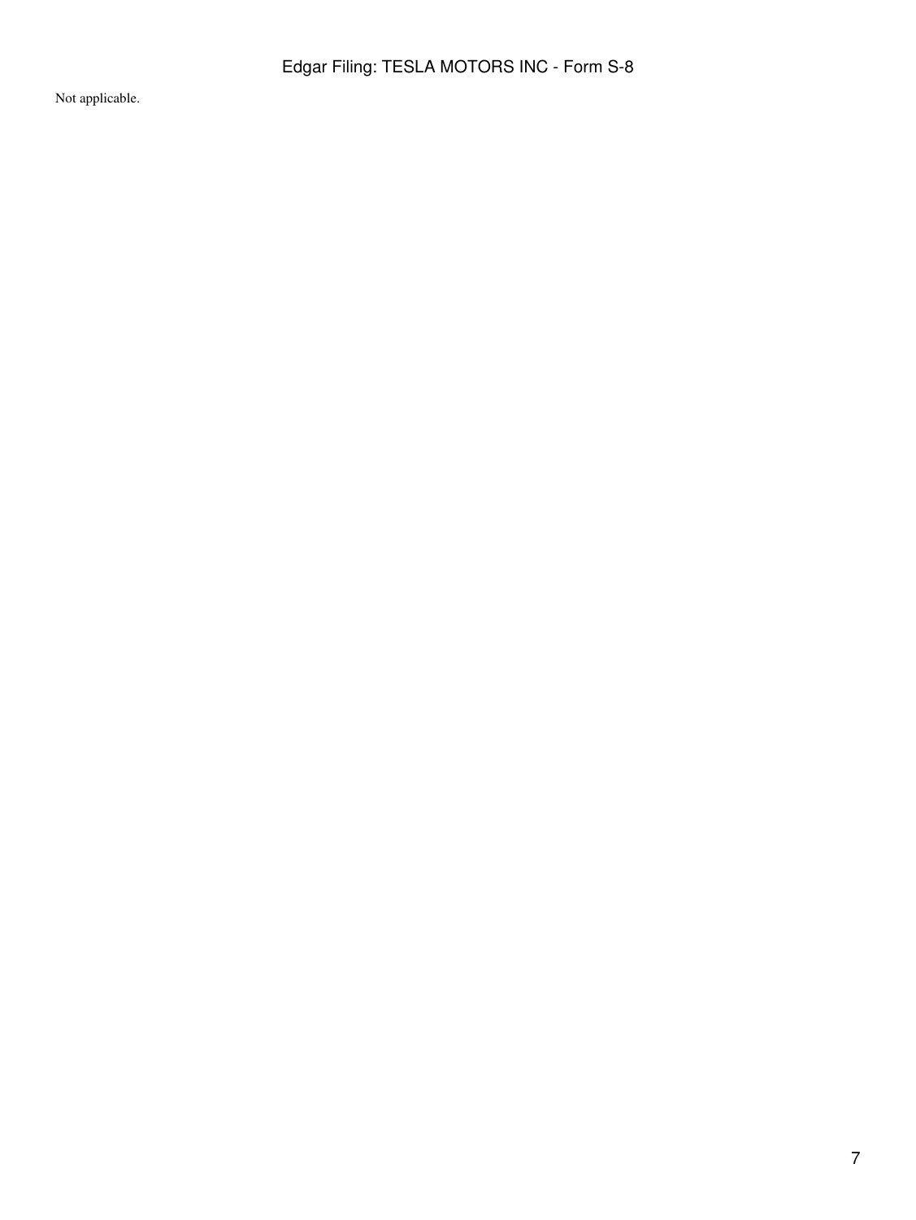Not applicable.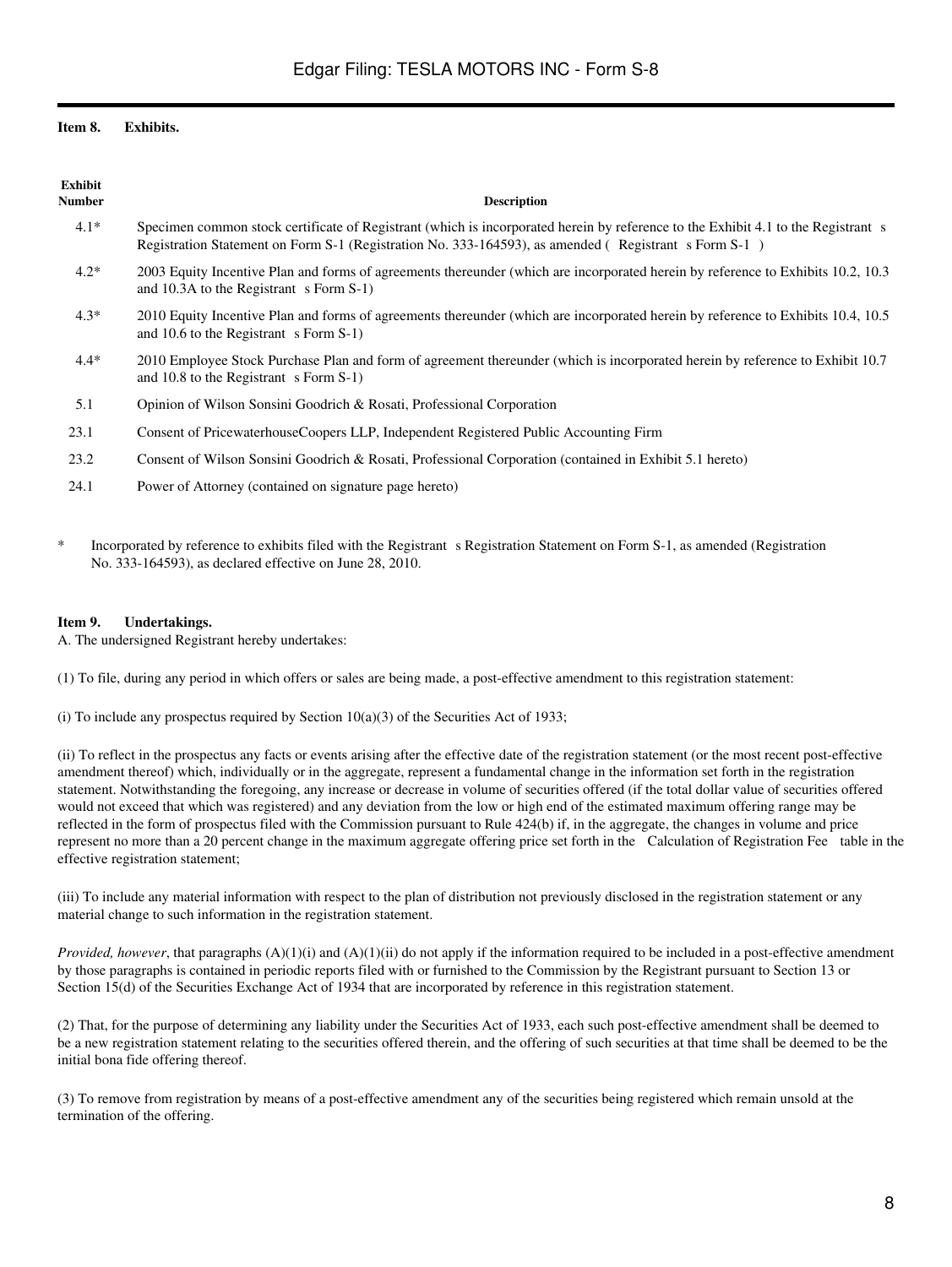**Item 8. Exhibits.**

| Exhibit Number | Description |
|---|---|
| 4.1* | Specimen common stock certificate of Registrant (which is incorporated herein by reference to the Exhibit 4.1 to the Registrant s Registration Statement on Form S-1 (Registration No. 333-164593), as amended ( Registrant s Form S-1 ) |
| 4.2* | 2003 Equity Incentive Plan and forms of agreements thereunder (which are incorporated herein by reference to Exhibits 10.2, 10.3 and 10.3A to the Registrant s Form S-1) |
| 4.3* | 2010 Equity Incentive Plan and forms of agreements thereunder (which are incorporated herein by reference to Exhibits 10.4, 10.5 and 10.6 to the Registrant s Form S-1) |
| 4.4* | 2010 Employee Stock Purchase Plan and form of agreement thereunder (which is incorporated herein by reference to Exhibit 10.7 and 10.8 to the Registrant s Form S-1) |
| 5.1 | Opinion of Wilson Sonsini Goodrich & Rosati, Professional Corporation |
| 23.1 | Consent of PricewaterhouseCoopers LLP, Independent Registered Public Accounting Firm |
| 23.2 | Consent of Wilson Sonsini Goodrich & Rosati, Professional Corporation (contained in Exhibit 5.1 hereto) |
| 24.1 | Power of Attorney (contained on signature page hereto) |

\* Incorporated by reference to exhibits filed with the Registrant s Registration Statement on Form S-1, as amended (Registration No. 333-164593), as declared effective on June 28, 2010.

**Item 9. Undertakings.**

A. The undersigned Registrant hereby undertakes:

(1) To file, during any period in which offers or sales are being made, a post-effective amendment to this registration statement:

(i) To include any prospectus required by Section 10(a)(3) of the Securities Act of 1933;

(ii) To reflect in the prospectus any facts or events arising after the effective date of the registration statement (or the most recent post-effective amendment thereof) which, individually or in the aggregate, represent a fundamental change in the information set forth in the registration statement. Notwithstanding the foregoing, any increase or decrease in volume of securities offered (if the total dollar value of securities offered would not exceed that which was registered) and any deviation from the low or high end of the estimated maximum offering range may be reflected in the form of prospectus filed with the Commission pursuant to Rule 424(b) if, in the aggregate, the changes in volume and price represent no more than a 20 percent change in the maximum aggregate offering price set forth in the Calculation of Registration Fee table in the effective registration statement;

(iii) To include any material information with respect to the plan of distribution not previously disclosed in the registration statement or any material change to such information in the registration statement.

*Provided, however*, that paragraphs (A)(1)(i) and (A)(1)(ii) do not apply if the information required to be included in a post-effective amendment by those paragraphs is contained in periodic reports filed with or furnished to the Commission by the Registrant pursuant to Section 13 or Section 15(d) of the Securities Exchange Act of 1934 that are incorporated by reference in this registration statement.

(2) That, for the purpose of determining any liability under the Securities Act of 1933, each such post-effective amendment shall be deemed to be a new registration statement relating to the securities offered therein, and the offering of such securities at that time shall be deemed to be the initial bona fide offering thereof.

(3) To remove from registration by means of a post-effective amendment any of the securities being registered which remain unsold at the termination of the offering.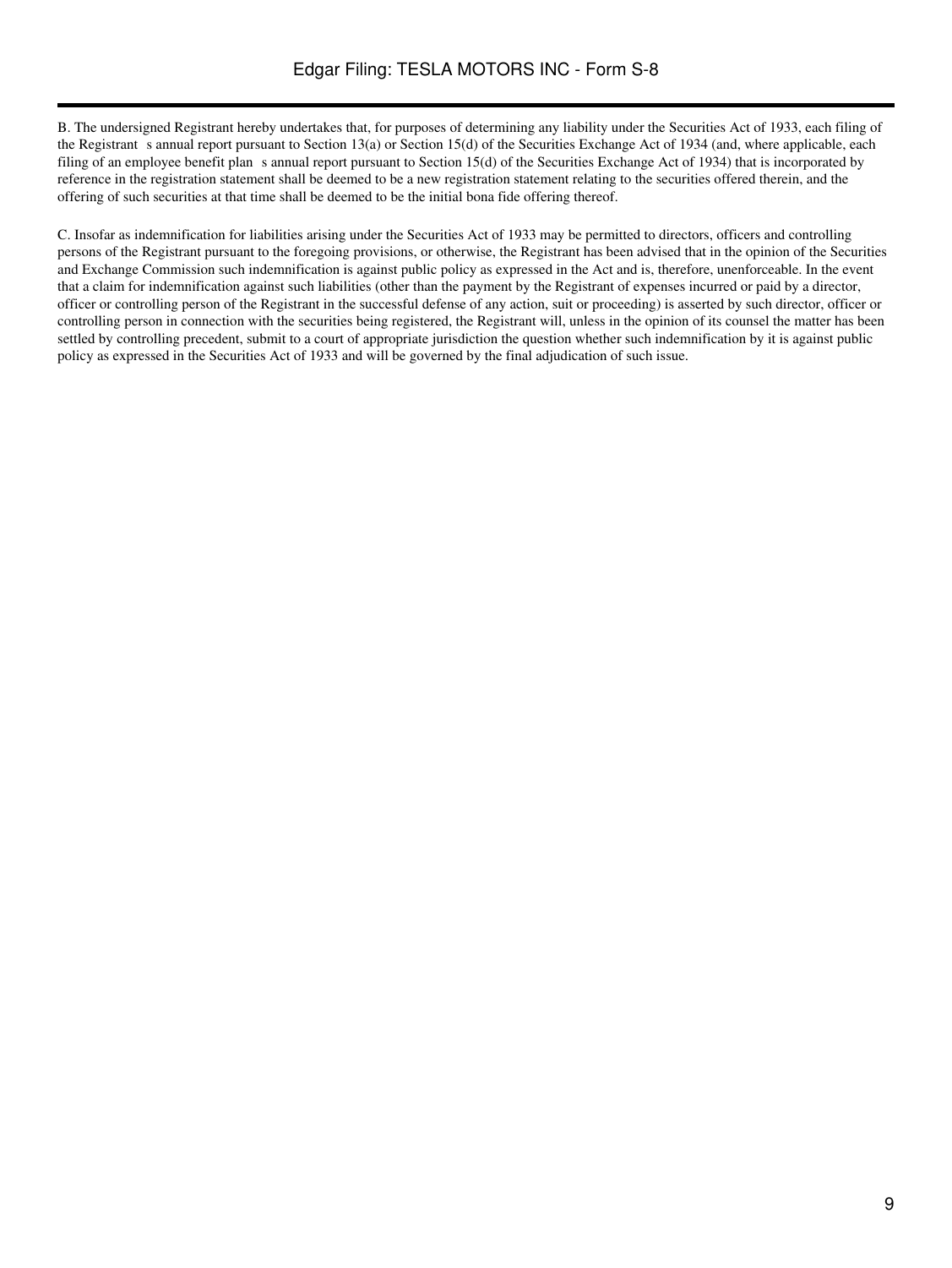B. The undersigned Registrant hereby undertakes that, for purposes of determining any liability under the Securities Act of 1933, each filing of the Registrant s annual report pursuant to Section 13(a) or Section 15(d) of the Securities Exchange Act of 1934 (and, where applicable, each filing of an employee benefit plan s annual report pursuant to Section 15(d) of the Securities Exchange Act of 1934) that is incorporated by reference in the registration statement shall be deemed to be a new registration statement relating to the securities offered therein, and the offering of such securities at that time shall be deemed to be the initial bona fide offering thereof.

C. Insofar as indemnification for liabilities arising under the Securities Act of 1933 may be permitted to directors, officers and controlling persons of the Registrant pursuant to the foregoing provisions, or otherwise, the Registrant has been advised that in the opinion of the Securities and Exchange Commission such indemnification is against public policy as expressed in the Act and is, therefore, unenforceable. In the event that a claim for indemnification against such liabilities (other than the payment by the Registrant of expenses incurred or paid by a director, officer or controlling person of the Registrant in the successful defense of any action, suit or proceeding) is asserted by such director, officer or controlling person in connection with the securities being registered, the Registrant will, unless in the opinion of its counsel the matter has been settled by controlling precedent, submit to a court of appropriate jurisdiction the question whether such indemnification by it is against public policy as expressed in the Securities Act of 1933 and will be governed by the final adjudication of such issue.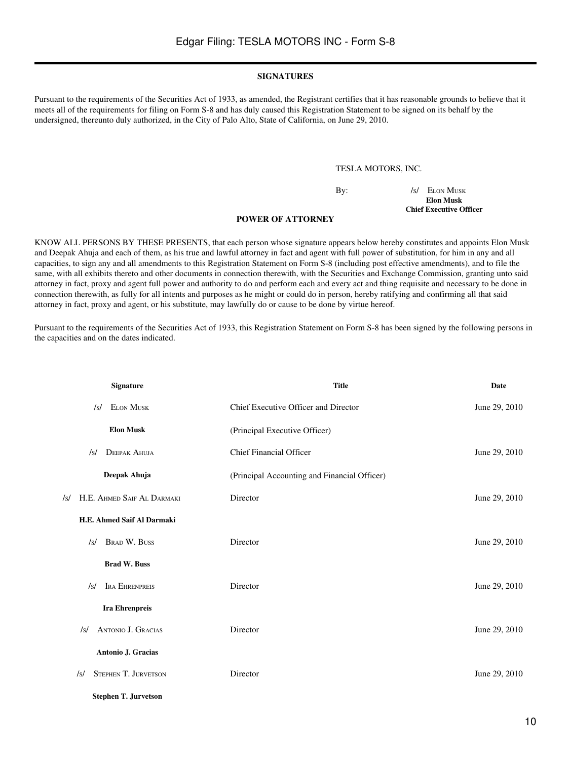## SIGNATURES

Pursuant to the requirements of the Securities Act of 1933, as amended, the Registrant certifies that it has reasonable grounds to believe that it meets all of the requirements for filing on Form S-8 and has duly caused this Registration Statement to be signed on its behalf by the undersigned, thereunto duly authorized, in the City of Palo Alto, State of California, on June 29, 2010.

TESLA MOTORS, INC.

By: /s/ Elon Musk
**Elon Musk**
**Chief Executive Officer**

## POWER OF ATTORNEY

KNOW ALL PERSONS BY THESE PRESENTS, that each person whose signature appears below hereby constitutes and appoints Elon Musk and Deepak Ahuja and each of them, as his true and lawful attorney in fact and agent with full power of substitution, for him in any and all capacities, to sign any and all amendments to this Registration Statement on Form S-8 (including post effective amendments), and to file the same, with all exhibits thereto and other documents in connection therewith, with the Securities and Exchange Commission, granting unto said attorney in fact, proxy and agent full power and authority to do and perform each and every act and thing requisite and necessary to be done in connection therewith, as fully for all intents and purposes as he might or could do in person, hereby ratifying and confirming all that said attorney in fact, proxy and agent, or his substitute, may lawfully do or cause to be done by virtue hereof.

Pursuant to the requirements of the Securities Act of 1933, this Registration Statement on Form S-8 has been signed by the following persons in the capacities and on the dates indicated.

| Signature | Title | Date |
|---|---|---|
| /s/ Elon Musk | Chief Executive Officer and Director | June 29, 2010 |
| **Elon Musk** | (Principal Executive Officer) | |
| /s/ Deepak Ahuja | Chief Financial Officer | June 29, 2010 |
| **Deepak Ahuja** | (Principal Accounting and Financial Officer) | |
| /s/ H.E. Ahmed Saif Al Darmaki | Director | June 29, 2010 |
| **H.E. Ahmed Saif Al Darmaki** | | |
| /s/ Brad W. Buss | Director | June 29, 2010 |
| **Brad W. Buss** | | |
| /s/ Ira Ehrenpreis | Director | June 29, 2010 |
| **Ira Ehrenpreis** | | |
| /s/ Antonio J. Gracias | Director | June 29, 2010 |
| **Antonio J. Gracias** | | |
| /s/ Stephen T. Jurvetson | Director | June 29, 2010 |
| **Stephen T. Jurvetson** | | |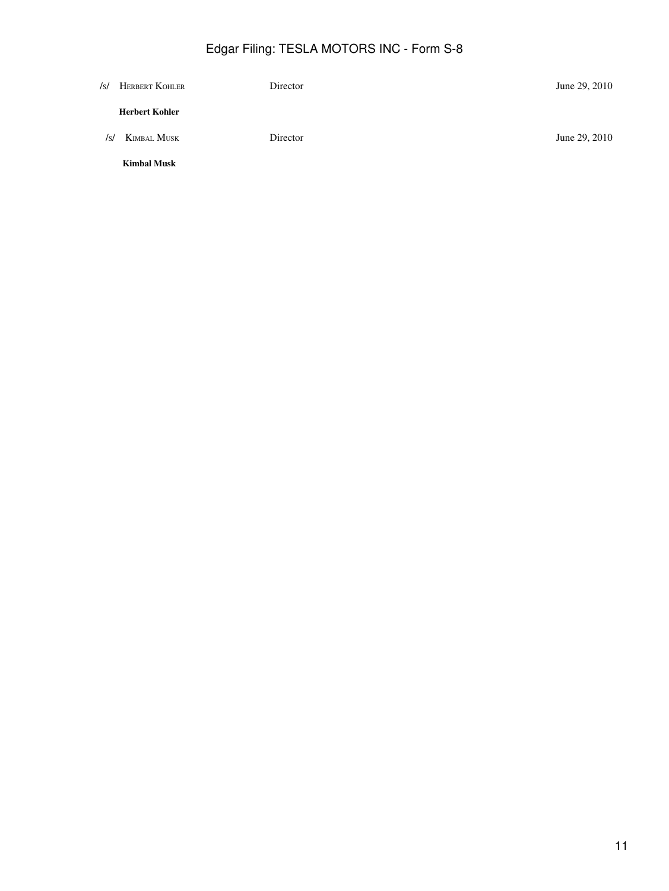| | | |
|---|---|---|
| /s/ HERBERT KOHLER | Director | June 29, 2010 |
| **Herbert Kohler** | | |
| /s/ KIMBAL MUSK | Director | June 29, 2010 |
| **Kimbal Musk** | | |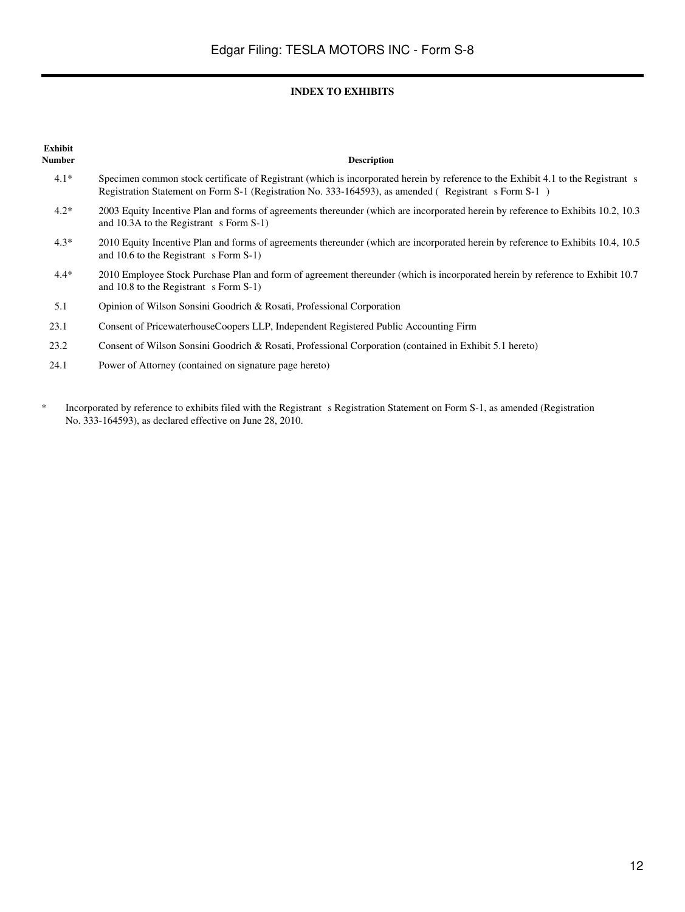## INDEX TO EXHIBITS

| Exhibit Number | Description |
|---|---|
| 4.1* | Specimen common stock certificate of Registrant (which is incorporated herein by reference to the Exhibit 4.1 to the Registrant s Registration Statement on Form S-1 (Registration No. 333-164593), as amended ( Registrant s Form S-1 ) |
| 4.2* | 2003 Equity Incentive Plan and forms of agreements thereunder (which are incorporated herein by reference to Exhibits 10.2, 10.3 and 10.3A to the Registrant s Form S-1) |
| 4.3* | 2010 Equity Incentive Plan and forms of agreements thereunder (which are incorporated herein by reference to Exhibits 10.4, 10.5 and 10.6 to the Registrant s Form S-1) |
| 4.4* | 2010 Employee Stock Purchase Plan and form of agreement thereunder (which is incorporated herein by reference to Exhibit 10.7 and 10.8 to the Registrant s Form S-1) |
| 5.1 | Opinion of Wilson Sonsini Goodrich & Rosati, Professional Corporation |
| 23.1 | Consent of PricewaterhouseCoopers LLP, Independent Registered Public Accounting Firm |
| 23.2 | Consent of Wilson Sonsini Goodrich & Rosati, Professional Corporation (contained in Exhibit 5.1 hereto) |
| 24.1 | Power of Attorney (contained on signature page hereto) |

\* Incorporated by reference to exhibits filed with the Registrant s Registration Statement on Form S-1, as amended (Registration No. 333-164593), as declared effective on June 28, 2010.